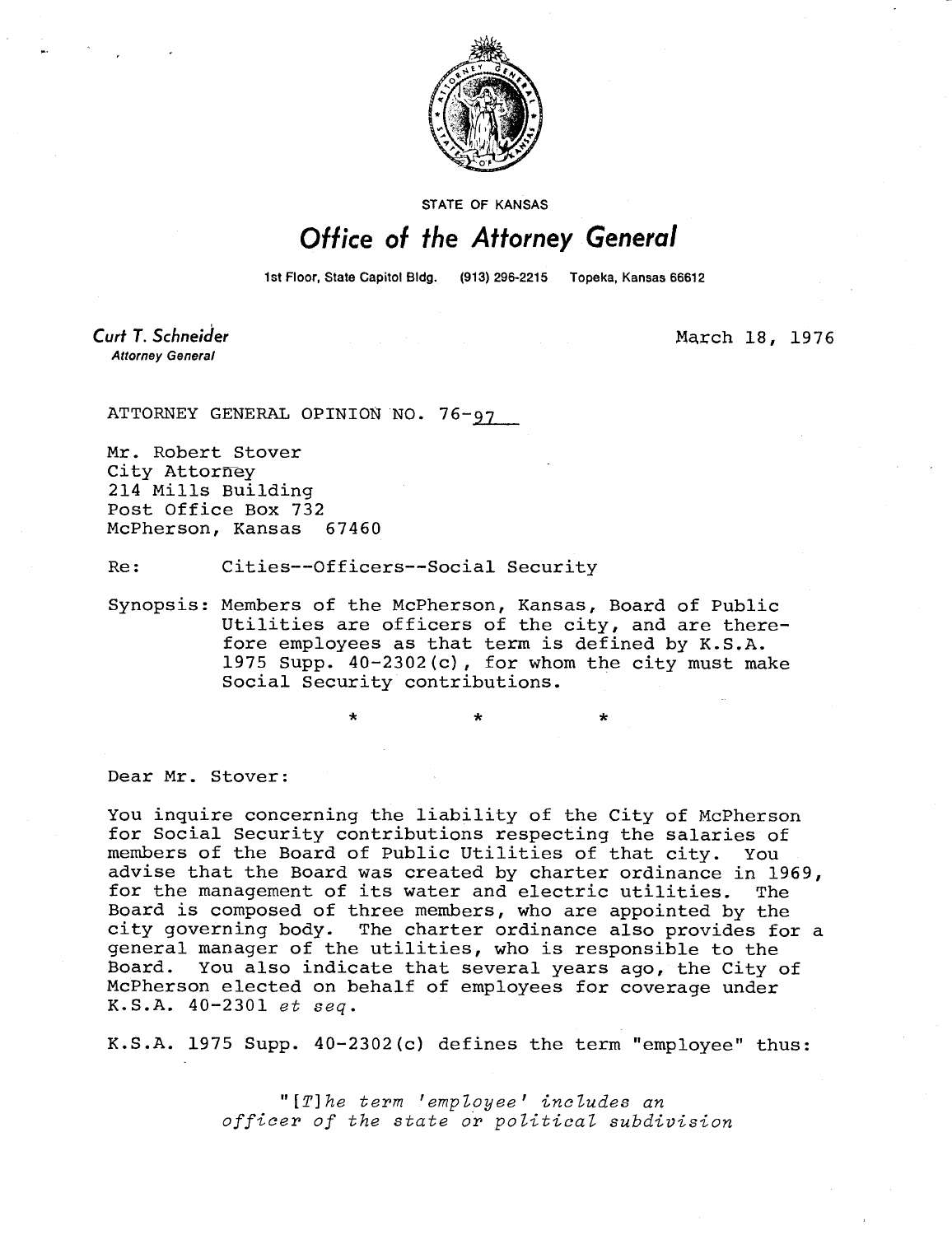STATE OF KANSAS

# Office of the Attorney General

1st Floor, State Capitol Bldg. (913) 296-2215 Topeka, Kansas 66612

**Curt T. Schneider**
*Attorney General*

March 18, 1976

ATTORNEY GENERAL OPINION NO. 76-97

Mr. Robert Stover
City Attorney
214 Mills Building
Post Office Box 732
McPherson, Kansas 67460

Re: Cities--Officers--Social Security

Synopsis: Members of the McPherson, Kansas, Board of Public Utilities are officers of the city, and are therefore employees as that term is defined by K.S.A. 1975 Supp. 40-2302(c), for whom the city must make Social Security contributions.

\* \* \*

Dear Mr. Stover:

You inquire concerning the liability of the City of McPherson for Social Security contributions respecting the salaries of members of the Board of Public Utilities of that city. You advise that the Board was created by charter ordinance in 1969, for the management of its water and electric utilities. The Board is composed of three members, who are appointed by the city governing body. The charter ordinance also provides for a general manager of the utilities, who is responsible to the Board. You also indicate that several years ago, the City of McPherson elected on behalf of employees for coverage under K.S.A. 40-2301 *et seq.*

K.S.A. 1975 Supp. 40-2302(c) defines the term "employee" thus:

> "*[T]he term 'employee' includes an officer of the state or political subdivision*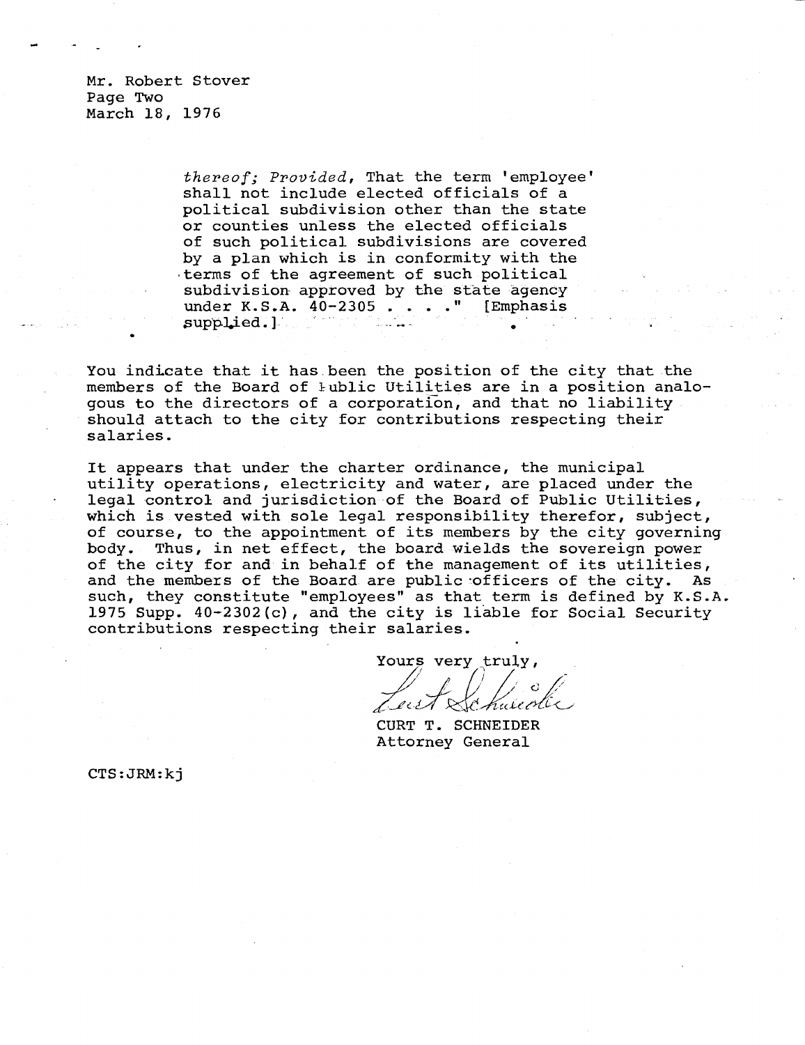Mr. Robert Stover
Page Two
March 18, 1976

> *thereof; Provided,* That the term 'employee' shall not include elected officials of a political subdivision other than the state or counties unless the elected officials of such political subdivisions are covered by a plan which is in conformity with the terms of the agreement of such political subdivision approved by the state agency under K.S.A. 40-2305 . . . ." [Emphasis supplied.]

You indicate that it has been the position of the city that the members of the Board of Public Utilities are in a position analogous to the directors of a corporation, and that no liability should attach to the city for contributions respecting their salaries.

It appears that under the charter ordinance, the municipal utility operations, electricity and water, are placed under the legal control and jurisdiction of the Board of Public Utilities, which is vested with sole legal responsibility therefor, subject, of course, to the appointment of its members by the city governing body. Thus, in net effect, the board wields the sovereign power of the city for and in behalf of the management of its utilities, and the members of the Board are public officers of the city. As such, they constitute "employees" as that term is defined by K.S.A. 1975 Supp. 40-2302(c), and the city is liable for Social Security contributions respecting their salaries.

Yours very truly,

CURT T. SCHNEIDER
Attorney General

CTS:JRM:kj